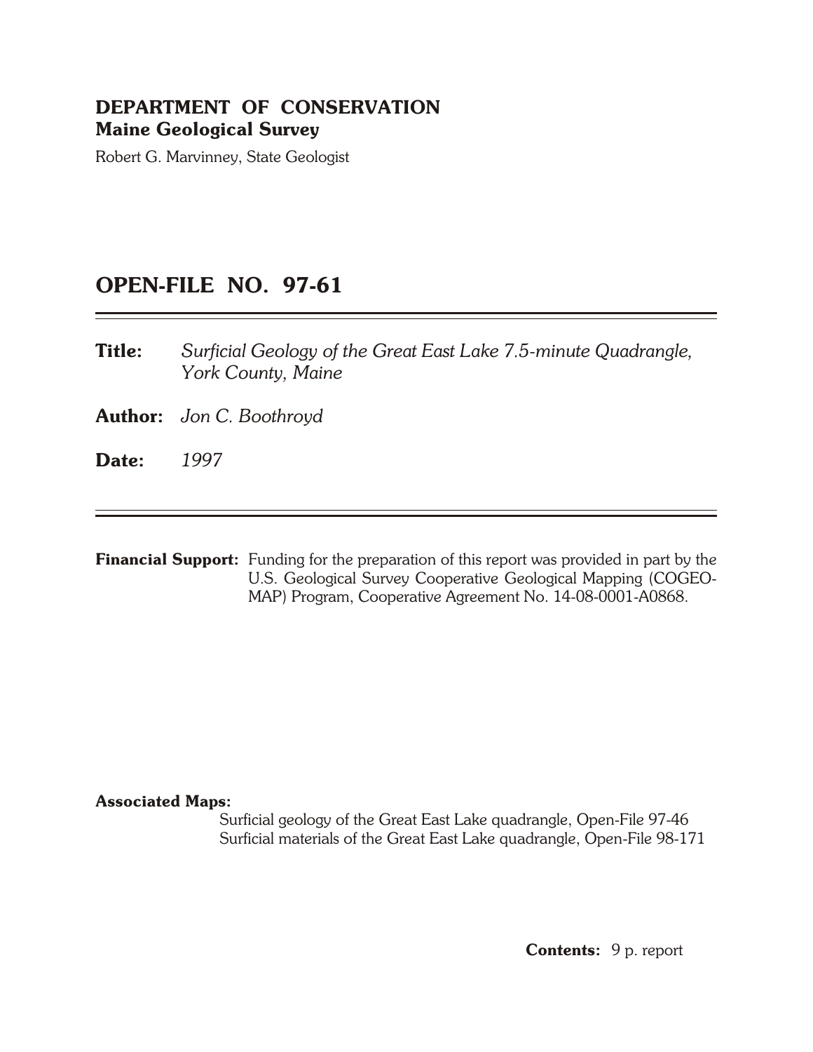**DEPARTMENT OF CONSERVATION**
**Maine Geological Survey**

Robert G. Marvinney, State Geologist

# OPEN-FILE NO. 97-61

---

**Title:** *Surficial Geology of the Great East Lake 7.5-minute Quadrangle, York County, Maine*

**Author:** *Jon C. Boothroyd*

**Date:** *1997*

---

**Financial Support:** Funding for the preparation of this report was provided in part by the U.S. Geological Survey Cooperative Geological Mapping (COGEO-MAP) Program, Cooperative Agreement No. 14-08-0001-A0868.

**Associated Maps:**

Surficial geology of the Great East Lake quadrangle, Open-File 97-46
Surficial materials of the Great East Lake quadrangle, Open-File 98-171

**Contents:** 9 p. report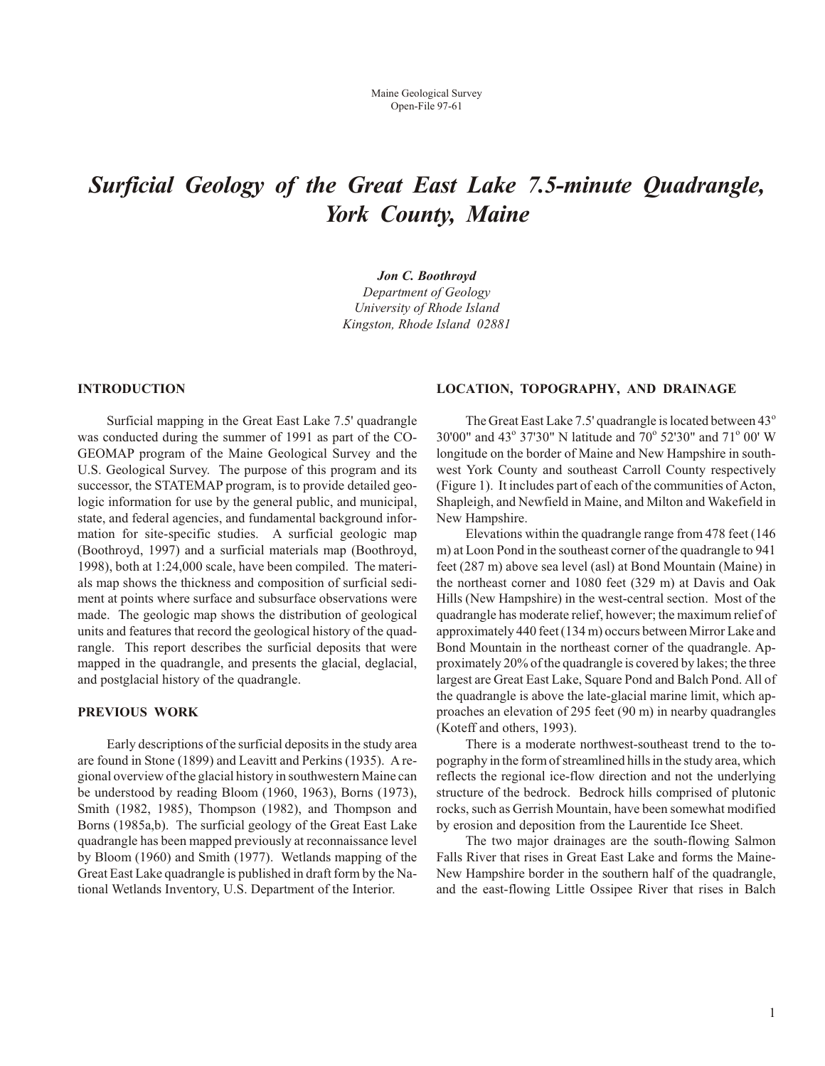Maine Geological Survey
Open-File 97-61

# *Surficial Geology of the Great East Lake 7.5-minute Quadrangle, York County, Maine*

***Jon C. Boothroyd***
*Department of Geology*
*University of Rhode Island*
*Kingston, Rhode Island 02881*

## INTRODUCTION

Surficial mapping in the Great East Lake 7.5' quadrangle was conducted during the summer of 1991 as part of the CO-GEOMAP program of the Maine Geological Survey and the U.S. Geological Survey. The purpose of this program and its successor, the STATEMAP program, is to provide detailed geologic information for use by the general public, and municipal, state, and federal agencies, and fundamental background information for site-specific studies. A surficial geologic map (Boothroyd, 1997) and a surficial materials map (Boothroyd, 1998), both at 1:24,000 scale, have been compiled. The materials map shows the thickness and composition of surficial sediment at points where surface and subsurface observations were made. The geologic map shows the distribution of geological units and features that record the geological history of the quadrangle. This report describes the surficial deposits that were mapped in the quadrangle, and presents the glacial, deglacial, and postglacial history of the quadrangle.

## PREVIOUS WORK

Early descriptions of the surficial deposits in the study area are found in Stone (1899) and Leavitt and Perkins (1935). A regional overview of the glacial history in southwestern Maine can be understood by reading Bloom (1960, 1963), Borns (1973), Smith (1982, 1985), Thompson (1982), and Thompson and Borns (1985a,b). The surficial geology of the Great East Lake quadrangle has been mapped previously at reconnaissance level by Bloom (1960) and Smith (1977). Wetlands mapping of the Great East Lake quadrangle is published in draft form by the National Wetlands Inventory, U.S. Department of the Interior.

## LOCATION, TOPOGRAPHY, AND DRAINAGE

The Great East Lake 7.5' quadrangle is located between 43° 30'00" and 43° 37'30" N latitude and 70° 52'30" and 71° 00' W longitude on the border of Maine and New Hampshire in southwest York County and southeast Carroll County respectively (Figure 1). It includes part of each of the communities of Acton, Shapleigh, and Newfield in Maine, and Milton and Wakefield in New Hampshire.

Elevations within the quadrangle range from 478 feet (146 m) at Loon Pond in the southeast corner of the quadrangle to 941 feet (287 m) above sea level (asl) at Bond Mountain (Maine) in the northeast corner and 1080 feet (329 m) at Davis and Oak Hills (New Hampshire) in the west-central section. Most of the quadrangle has moderate relief, however; the maximum relief of approximately 440 feet (134 m) occurs between Mirror Lake and Bond Mountain in the northeast corner of the quadrangle. Approximately 20% of the quadrangle is covered by lakes; the three largest are Great East Lake, Square Pond and Balch Pond. All of the quadrangle is above the late-glacial marine limit, which approaches an elevation of 295 feet (90 m) in nearby quadrangles (Koteff and others, 1993).

There is a moderate northwest-southeast trend to the topography in the form of streamlined hills in the study area, which reflects the regional ice-flow direction and not the underlying structure of the bedrock. Bedrock hills comprised of plutonic rocks, such as Gerrish Mountain, have been somewhat modified by erosion and deposition from the Laurentide Ice Sheet.

The two major drainages are the south-flowing Salmon Falls River that rises in Great East Lake and forms the Maine-New Hampshire border in the southern half of the quadrangle, and the east-flowing Little Ossipee River that rises in Balch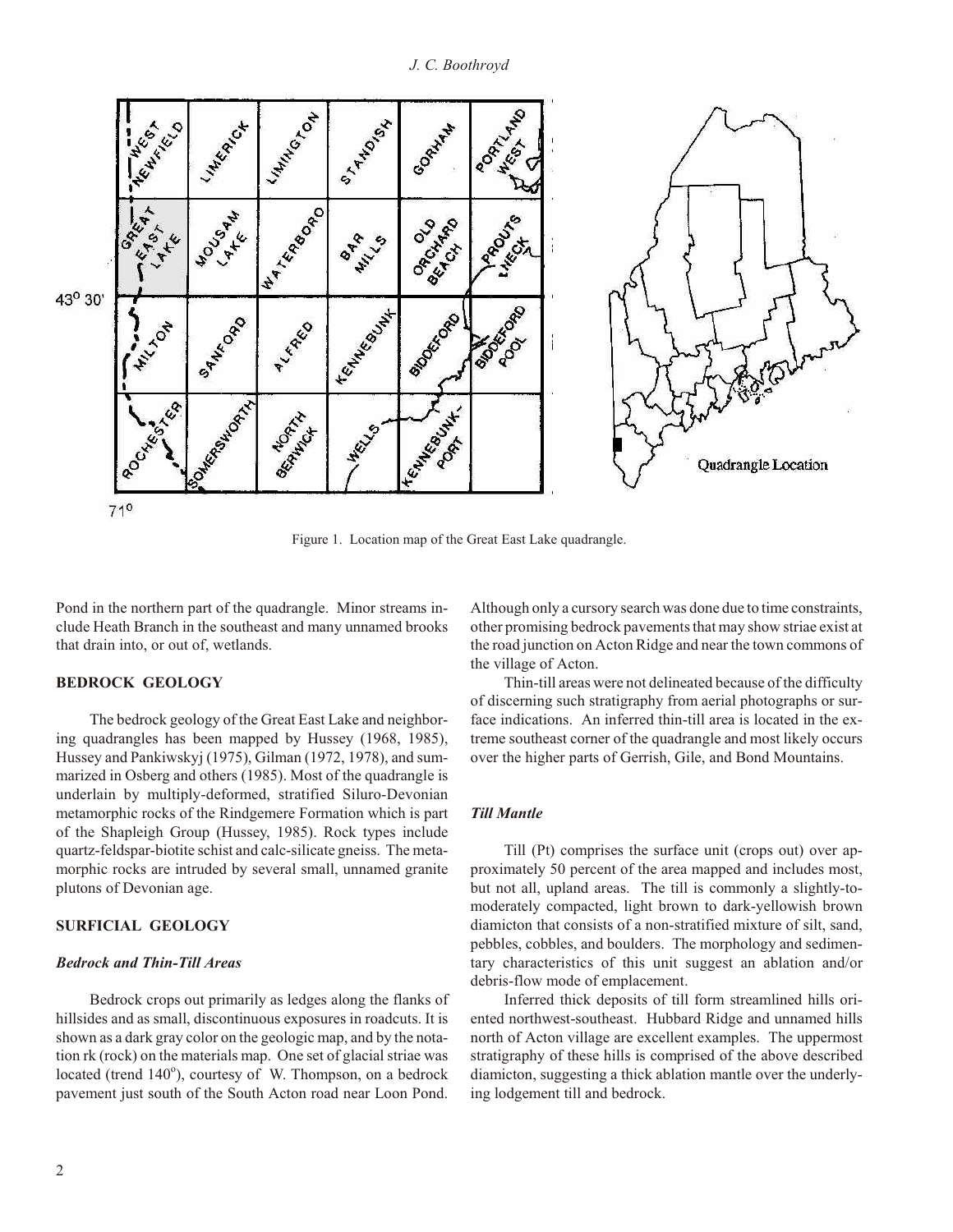Figure 1. Location map of the Great East Lake quadrangle.

Pond in the northern part of the quadrangle. Minor streams include Heath Branch in the southeast and many unnamed brooks that drain into, or out of, wetlands.

## BEDROCK GEOLOGY

The bedrock geology of the Great East Lake and neighboring quadrangles has been mapped by Hussey (1968, 1985), Hussey and Pankiwskyj (1975), Gilman (1972, 1978), and summarized in Osberg and others (1985). Most of the quadrangle is underlain by multiply-deformed, stratified Siluro-Devonian metamorphic rocks of the Rindgemere Formation which is part of the Shapleigh Group (Hussey, 1985). Rock types include quartz-feldspar-biotite schist and calc-silicate gneiss. The metamorphic rocks are intruded by several small, unnamed granite plutons of Devonian age.

## SURFICIAL GEOLOGY

### *Bedrock and Thin-Till Areas*

Bedrock crops out primarily as ledges along the flanks of hillsides and as small, discontinuous exposures in roadcuts. It is shown as a dark gray color on the geologic map, and by the notation rk (rock) on the materials map. One set of glacial striae was located (trend 140°), courtesy of W. Thompson, on a bedrock pavement just south of the South Acton road near Loon Pond. Although only a cursory search was done due to time constraints, other promising bedrock pavements that may show striae exist at the road junction on Acton Ridge and near the town commons of the village of Acton.

Thin-till areas were not delineated because of the difficulty of discerning such stratigraphy from aerial photographs or surface indications. An inferred thin-till area is located in the extreme southeast corner of the quadrangle and most likely occurs over the higher parts of Gerrish, Gile, and Bond Mountains.

### *Till Mantle*

Till (Pt) comprises the surface unit (crops out) over approximately 50 percent of the area mapped and includes most, but not all, upland areas. The till is commonly a slightly-to-moderately compacted, light brown to dark-yellowish brown diamicton that consists of a non-stratified mixture of silt, sand, pebbles, cobbles, and boulders. The morphology and sedimentary characteristics of this unit suggest an ablation and/or debris-flow mode of emplacement.

Inferred thick deposits of till form streamlined hills oriented northwest-southeast. Hubbard Ridge and unnamed hills north of Acton village are excellent examples. The uppermost stratigraphy of these hills is comprised of the above described diamicton, suggesting a thick ablation mantle over the underlying lodgement till and bedrock.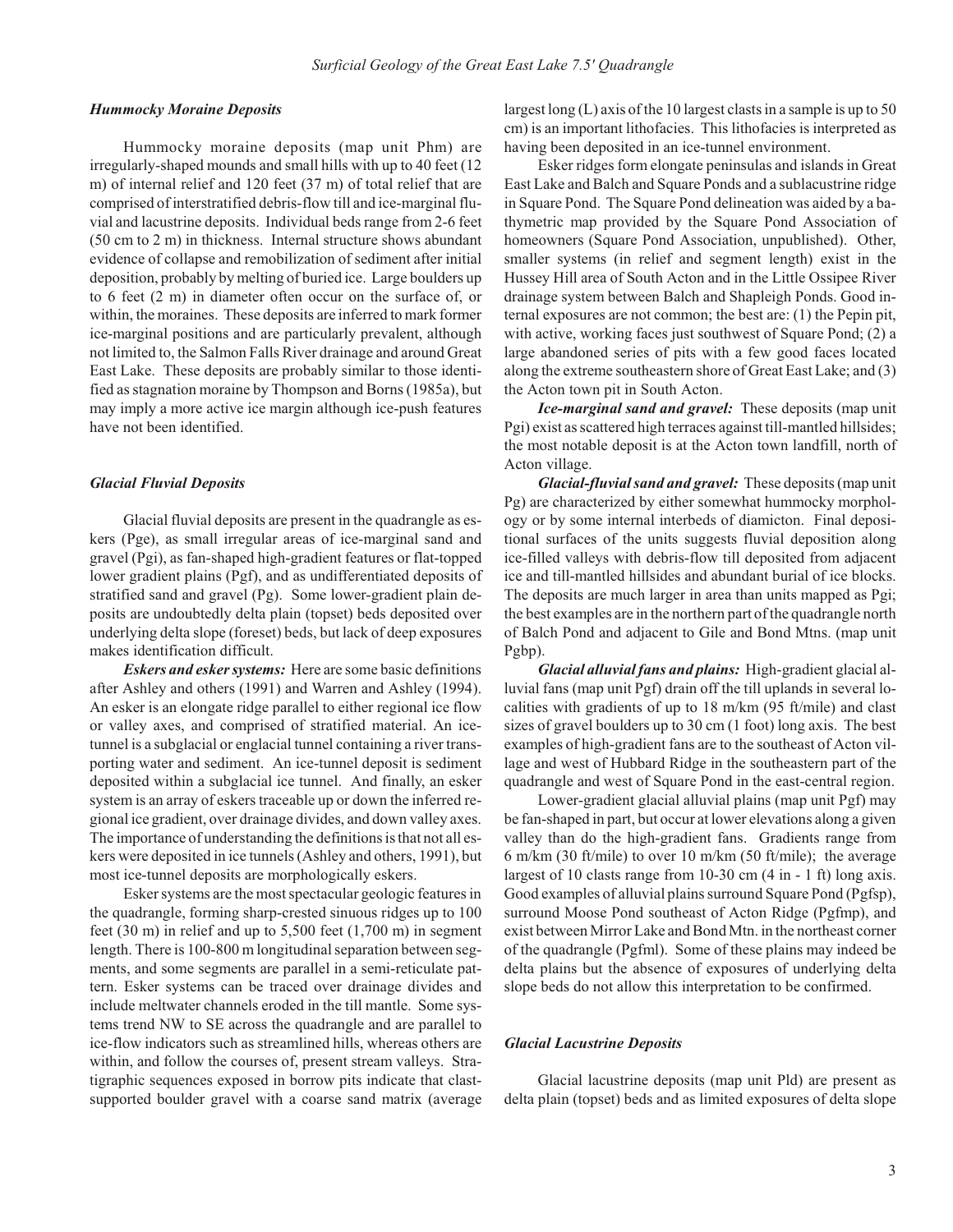### *Hummocky Moraine Deposits*

Hummocky moraine deposits (map unit Phm) are irregularly-shaped mounds and small hills with up to 40 feet (12 m) of internal relief and 120 feet (37 m) of total relief that are comprised of interstratified debris-flow till and ice-marginal fluvial and lacustrine deposits. Individual beds range from 2-6 feet (50 cm to 2 m) in thickness. Internal structure shows abundant evidence of collapse and remobilization of sediment after initial deposition, probably by melting of buried ice. Large boulders up to 6 feet (2 m) in diameter often occur on the surface of, or within, the moraines. These deposits are inferred to mark former ice-marginal positions and are particularly prevalent, although not limited to, the Salmon Falls River drainage and around Great East Lake. These deposits are probably similar to those identified as stagnation moraine by Thompson and Borns (1985a), but may imply a more active ice margin although ice-push features have not been identified.

### *Glacial Fluvial Deposits*

Glacial fluvial deposits are present in the quadrangle as eskers (Pge), as small irregular areas of ice-marginal sand and gravel (Pgi), as fan-shaped high-gradient features or flat-topped lower gradient plains (Pgf), and as undifferentiated deposits of stratified sand and gravel (Pg). Some lower-gradient plain deposits are undoubtedly delta plain (topset) beds deposited over underlying delta slope (foreset) beds, but lack of deep exposures makes identification difficult.

***Eskers and esker systems:*** Here are some basic definitions after Ashley and others (1991) and Warren and Ashley (1994). An esker is an elongate ridge parallel to either regional ice flow or valley axes, and comprised of stratified material. An ice-tunnel is a subglacial or englacial tunnel containing a river transporting water and sediment. An ice-tunnel deposit is sediment deposited within a subglacial ice tunnel. And finally, an esker system is an array of eskers traceable up or down the inferred regional ice gradient, over drainage divides, and down valley axes. The importance of understanding the definitions is that not all eskers were deposited in ice tunnels (Ashley and others, 1991), but most ice-tunnel deposits are morphologically eskers.

Esker systems are the most spectacular geologic features in the quadrangle, forming sharp-crested sinuous ridges up to 100 feet (30 m) in relief and up to 5,500 feet (1,700 m) in segment length. There is 100-800 m longitudinal separation between segments, and some segments are parallel in a semi-reticulate pattern. Esker systems can be traced over drainage divides and include meltwater channels eroded in the till mantle. Some systems trend NW to SE across the quadrangle and are parallel to ice-flow indicators such as streamlined hills, whereas others are within, and follow the courses of, present stream valleys. Stratigraphic sequences exposed in borrow pits indicate that clast-supported boulder gravel with a coarse sand matrix (average largest long (L) axis of the 10 largest clasts in a sample is up to 50 cm) is an important lithofacies. This lithofacies is interpreted as having been deposited in an ice-tunnel environment.

Esker ridges form elongate peninsulas and islands in Great East Lake and Balch and Square Ponds and a sublacustrine ridge in Square Pond. The Square Pond delineation was aided by a bathymetric map provided by the Square Pond Association of homeowners (Square Pond Association, unpublished). Other, smaller systems (in relief and segment length) exist in the Hussey Hill area of South Acton and in the Little Ossipee River drainage system between Balch and Shapleigh Ponds. Good internal exposures are not common; the best are: (1) the Pepin pit, with active, working faces just southwest of Square Pond; (2) a large abandoned series of pits with a few good faces located along the extreme southeastern shore of Great East Lake; and (3) the Acton town pit in South Acton.

***Ice-marginal sand and gravel:*** These deposits (map unit Pgi) exist as scattered high terraces against till-mantled hillsides; the most notable deposit is at the Acton town landfill, north of Acton village.

***Glacial-fluvial sand and gravel:*** These deposits (map unit Pg) are characterized by either somewhat hummocky morphology or by some internal interbeds of diamicton. Final depositional surfaces of the units suggests fluvial deposition along ice-filled valleys with debris-flow till deposited from adjacent ice and till-mantled hillsides and abundant burial of ice blocks. The deposits are much larger in area than units mapped as Pgi; the best examples are in the northern part of the quadrangle north of Balch Pond and adjacent to Gile and Bond Mtns. (map unit Pgbp).

***Glacial alluvial fans and plains:*** High-gradient glacial alluvial fans (map unit Pgf) drain off the till uplands in several localities with gradients of up to 18 m/km (95 ft/mile) and clast sizes of gravel boulders up to 30 cm (1 foot) long axis. The best examples of high-gradient fans are to the southeast of Acton village and west of Hubbard Ridge in the southeastern part of the quadrangle and west of Square Pond in the east-central region.

Lower-gradient glacial alluvial plains (map unit Pgf) may be fan-shaped in part, but occur at lower elevations along a given valley than do the high-gradient fans. Gradients range from 6 m/km (30 ft/mile) to over 10 m/km (50 ft/mile); the average largest of 10 clasts range from 10-30 cm (4 in - 1 ft) long axis. Good examples of alluvial plains surround Square Pond (Pgfsp), surround Moose Pond southeast of Acton Ridge (Pgfmp), and exist between Mirror Lake and Bond Mtn. in the northeast corner of the quadrangle (Pgfml). Some of these plains may indeed be delta plains but the absence of exposures of underlying delta slope beds do not allow this interpretation to be confirmed.

### *Glacial Lacustrine Deposits*

Glacial lacustrine deposits (map unit Pld) are present as delta plain (topset) beds and as limited exposures of delta slope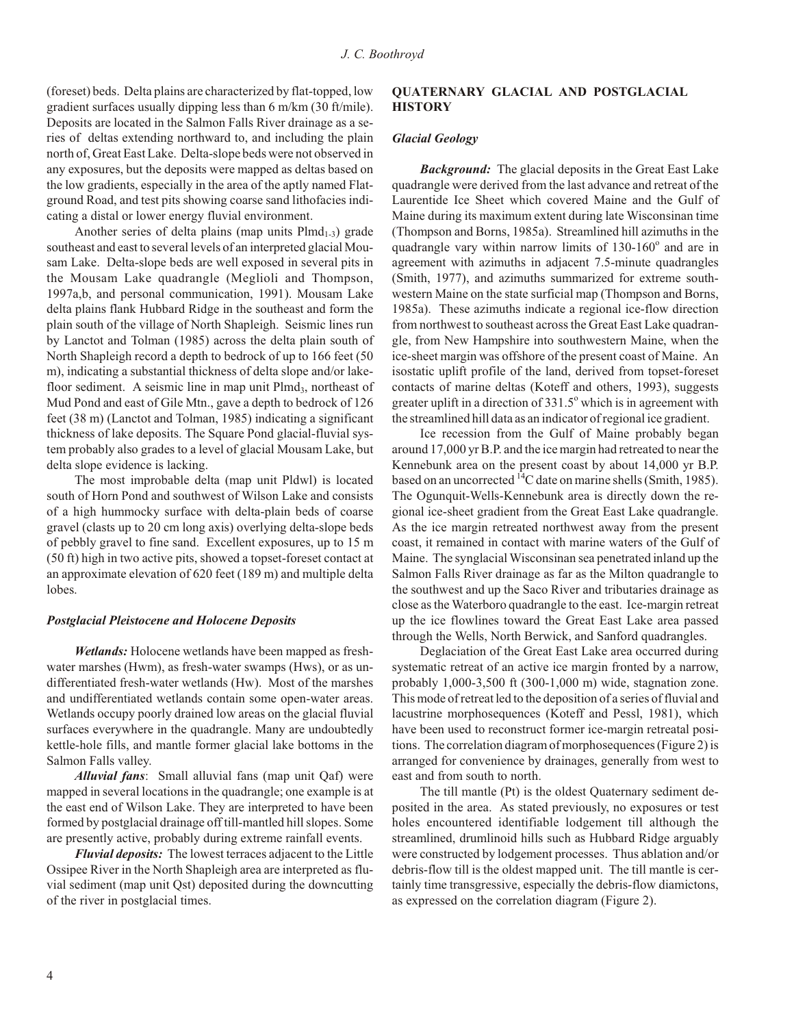(foreset) beds. Delta plains are characterized by flat-topped, low gradient surfaces usually dipping less than 6 m/km (30 ft/mile). Deposits are located in the Salmon Falls River drainage as a series of deltas extending northward to, and including the plain north of, Great East Lake. Delta-slope beds were not observed in any exposures, but the deposits were mapped as deltas based on the low gradients, especially in the area of the aptly named Flatground Road, and test pits showing coarse sand lithofacies indicating a distal or lower energy fluvial environment.

Another series of delta plains (map units $Plmd_{1-3}$) grade southeast and east to several levels of an interpreted glacial Mousam Lake. Delta-slope beds are well exposed in several pits in the Mousam Lake quadrangle (Meglioli and Thompson, 1997a,b, and personal communication, 1991). Mousam Lake delta plains flank Hubbard Ridge in the southeast and form the plain south of the village of North Shapleigh. Seismic lines run by Lanctot and Tolman (1985) across the delta plain south of North Shapleigh record a depth to bedrock of up to 166 feet (50 m), indicating a substantial thickness of delta slope and/or lake-floor sediment. A seismic line in map unit $Plmd_3$, northeast of Mud Pond and east of Gile Mtn., gave a depth to bedrock of 126 feet (38 m) (Lanctot and Tolman, 1985) indicating a significant thickness of lake deposits. The Square Pond glacial-fluvial system probably also grades to a level of glacial Mousam Lake, but delta slope evidence is lacking.

The most improbable delta (map unit Pldwl) is located south of Horn Pond and southwest of Wilson Lake and consists of a high hummocky surface with delta-plain beds of coarse gravel (clasts up to 20 cm long axis) overlying delta-slope beds of pebbly gravel to fine sand. Excellent exposures, up to 15 m (50 ft) high in two active pits, showed a topset-foreset contact at an approximate elevation of 620 feet (189 m) and multiple delta lobes.

### *Postglacial Pleistocene and Holocene Deposits*

***Wetlands:*** Holocene wetlands have been mapped as fresh-water marshes (Hwm), as fresh-water swamps (Hws), or as undifferentiated fresh-water wetlands (Hw). Most of the marshes and undifferentiated wetlands contain some open-water areas. Wetlands occupy poorly drained low areas on the glacial fluvial surfaces everywhere in the quadrangle. Many are undoubtedly kettle-hole fills, and mantle former glacial lake bottoms in the Salmon Falls valley.

***Alluvial fans***: Small alluvial fans (map unit Qaf) were mapped in several locations in the quadrangle; one example is at the east end of Wilson Lake. They are interpreted to have been formed by postglacial drainage off till-mantled hill slopes. Some are presently active, probably during extreme rainfall events.

***Fluvial deposits:*** The lowest terraces adjacent to the Little Ossipee River in the North Shapleigh area are interpreted as fluvial sediment (map unit Qst) deposited during the downcutting of the river in postglacial times.

## QUATERNARY GLACIAL AND POSTGLACIAL HISTORY

### *Glacial Geology*

***Background:*** The glacial deposits in the Great East Lake quadrangle were derived from the last advance and retreat of the Laurentide Ice Sheet which covered Maine and the Gulf of Maine during its maximum extent during late Wisconsinan time (Thompson and Borns, 1985a). Streamlined hill azimuths in the quadrangle vary within narrow limits of 130-160$^{\circ}$ and are in agreement with azimuths in adjacent 7.5-minute quadrangles (Smith, 1977), and azimuths summarized for extreme southwestern Maine on the state surficial map (Thompson and Borns, 1985a). These azimuths indicate a regional ice-flow direction from northwest to southeast across the Great East Lake quadrangle, from New Hampshire into southwestern Maine, when the ice-sheet margin was offshore of the present coast of Maine. An isostatic uplift profile of the land, derived from topset-foreset contacts of marine deltas (Koteff and others, 1993), suggests greater uplift in a direction of 331.5$^{\circ}$ which is in agreement with the streamlined hill data as an indicator of regional ice gradient.

Ice recession from the Gulf of Maine probably began around 17,000 yr B.P. and the ice margin had retreated to near the Kennebunk area on the present coast by about 14,000 yr B.P. based on an uncorrected $^{14}C$ date on marine shells (Smith, 1985). The Ogunquit-Wells-Kennebunk area is directly down the regional ice-sheet gradient from the Great East Lake quadrangle. As the ice margin retreated northwest away from the present coast, it remained in contact with marine waters of the Gulf of Maine. The synglacial Wisconsinan sea penetrated inland up the Salmon Falls River drainage as far as the Milton quadrangle to the southwest and up the Saco River and tributaries drainage as close as the Waterboro quadrangle to the east. Ice-margin retreat up the ice flowlines toward the Great East Lake area passed through the Wells, North Berwick, and Sanford quadrangles.

Deglaciation of the Great East Lake area occurred during systematic retreat of an active ice margin fronted by a narrow, probably 1,000-3,500 ft (300-1,000 m) wide, stagnation zone. This mode of retreat led to the deposition of a series of fluvial and lacustrine morphosequences (Koteff and Pessl, 1981), which have been used to reconstruct former ice-margin retreatal positions. The correlation diagram of morphosequences (Figure 2) is arranged for convenience by drainages, generally from west to east and from south to north.

The till mantle (Pt) is the oldest Quaternary sediment deposited in the area. As stated previously, no exposures or test holes encountered identifiable lodgement till although the streamlined, drumlinoid hills such as Hubbard Ridge arguably were constructed by lodgement processes. Thus ablation and/or debris-flow till is the oldest mapped unit. The till mantle is certainly time transgressive, especially the debris-flow diamictons, as expressed on the correlation diagram (Figure 2).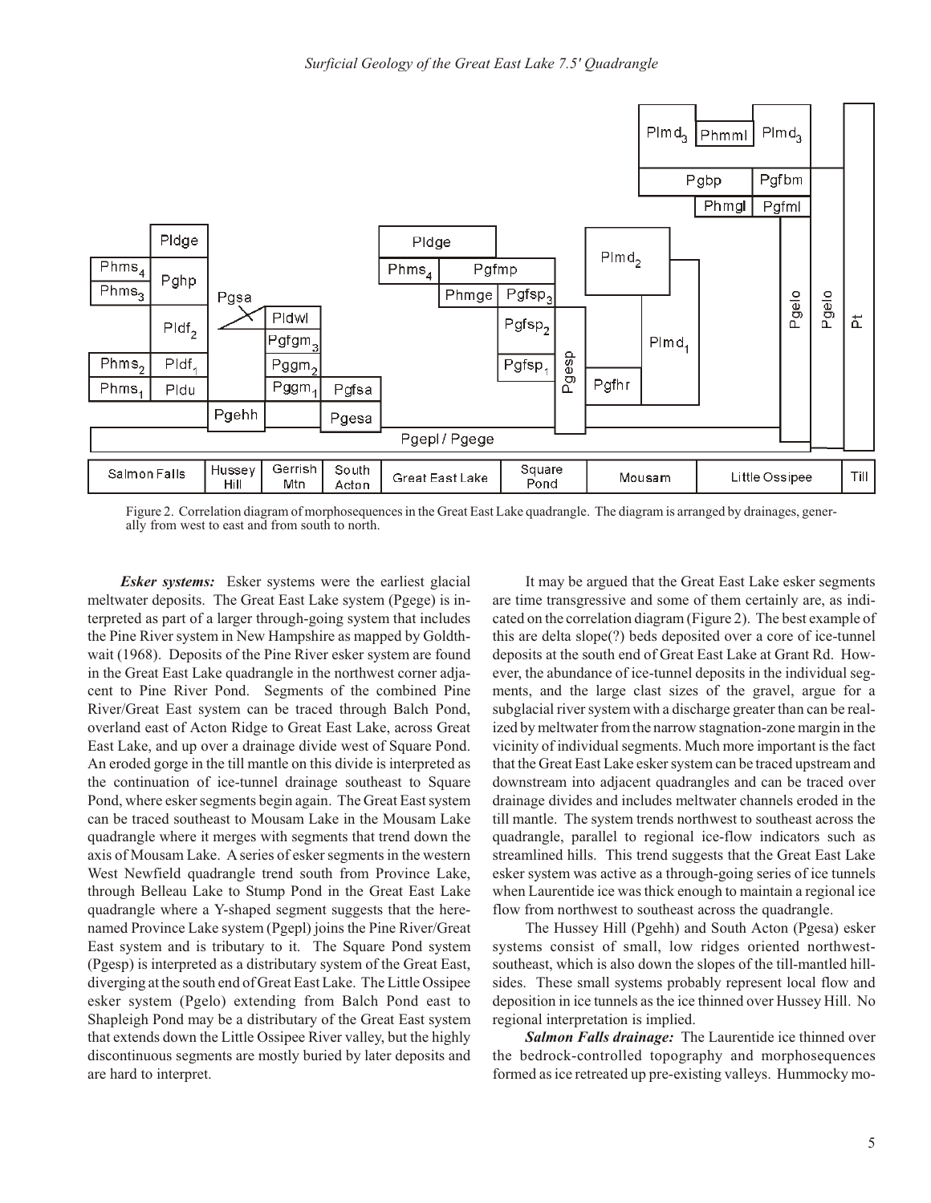Figure 2. Correlation diagram of morphosequences in the Great East Lake quadrangle. The diagram is arranged by drainages, generally from west to east and from south to north.

***Esker systems:*** Esker systems were the earliest glacial meltwater deposits. The Great East Lake system (Pgege) is interpreted as part of a larger through-going system that includes the Pine River system in New Hampshire as mapped by Goldthwait (1968). Deposits of the Pine River esker system are found in the Great East Lake quadrangle in the northwest corner adjacent to Pine River Pond. Segments of the combined Pine River/Great East system can be traced through Balch Pond, overland east of Acton Ridge to Great East Lake, across Great East Lake, and up over a drainage divide west of Square Pond. An eroded gorge in the till mantle on this divide is interpreted as the continuation of ice-tunnel drainage southeast to Square Pond, where esker segments begin again. The Great East system can be traced southeast to Mousam Lake in the Mousam Lake quadrangle where it merges with segments that trend down the axis of Mousam Lake. A series of esker segments in the western West Newfield quadrangle trend south from Province Lake, through Belleau Lake to Stump Pond in the Great East Lake quadrangle where a Y-shaped segment suggests that the here-named Province Lake system (Pgepl) joins the Pine River/Great East system and is tributary to it. The Square Pond system (Pgesp) is interpreted as a distributary system of the Great East, diverging at the south end of Great East Lake. The Little Ossipee esker system (Pgelo) extending from Balch Pond east to Shapleigh Pond may be a distributary of the Great East system that extends down the Little Ossipee River valley, but the highly discontinuous segments are mostly buried by later deposits and are hard to interpret.

It may be argued that the Great East Lake esker segments are time transgressive and some of them certainly are, as indicated on the correlation diagram (Figure 2). The best example of this are delta slope(?) beds deposited over a core of ice-tunnel deposits at the south end of Great East Lake at Grant Rd. However, the abundance of ice-tunnel deposits in the individual segments, and the large clast sizes of the gravel, argue for a subglacial river system with a discharge greater than can be realized by meltwater from the narrow stagnation-zone margin in the vicinity of individual segments. Much more important is the fact that the Great East Lake esker system can be traced upstream and downstream into adjacent quadrangles and can be traced over drainage divides and includes meltwater channels eroded in the till mantle. The system trends northwest to southeast across the quadrangle, parallel to regional ice-flow indicators such as streamlined hills. This trend suggests that the Great East Lake esker system was active as a through-going series of ice tunnels when Laurentide ice was thick enough to maintain a regional ice flow from northwest to southeast across the quadrangle.

The Hussey Hill (Pgehh) and South Acton (Pgesa) esker systems consist of small, low ridges oriented northwest-southeast, which is also down the slopes of the till-mantled hillsides. These small systems probably represent local flow and deposition in ice tunnels as the ice thinned over Hussey Hill. No regional interpretation is implied.

***Salmon Falls drainage:*** The Laurentide ice thinned over the bedrock-controlled topography and morphosequences formed as ice retreated up pre-existing valleys. Hummocky mo-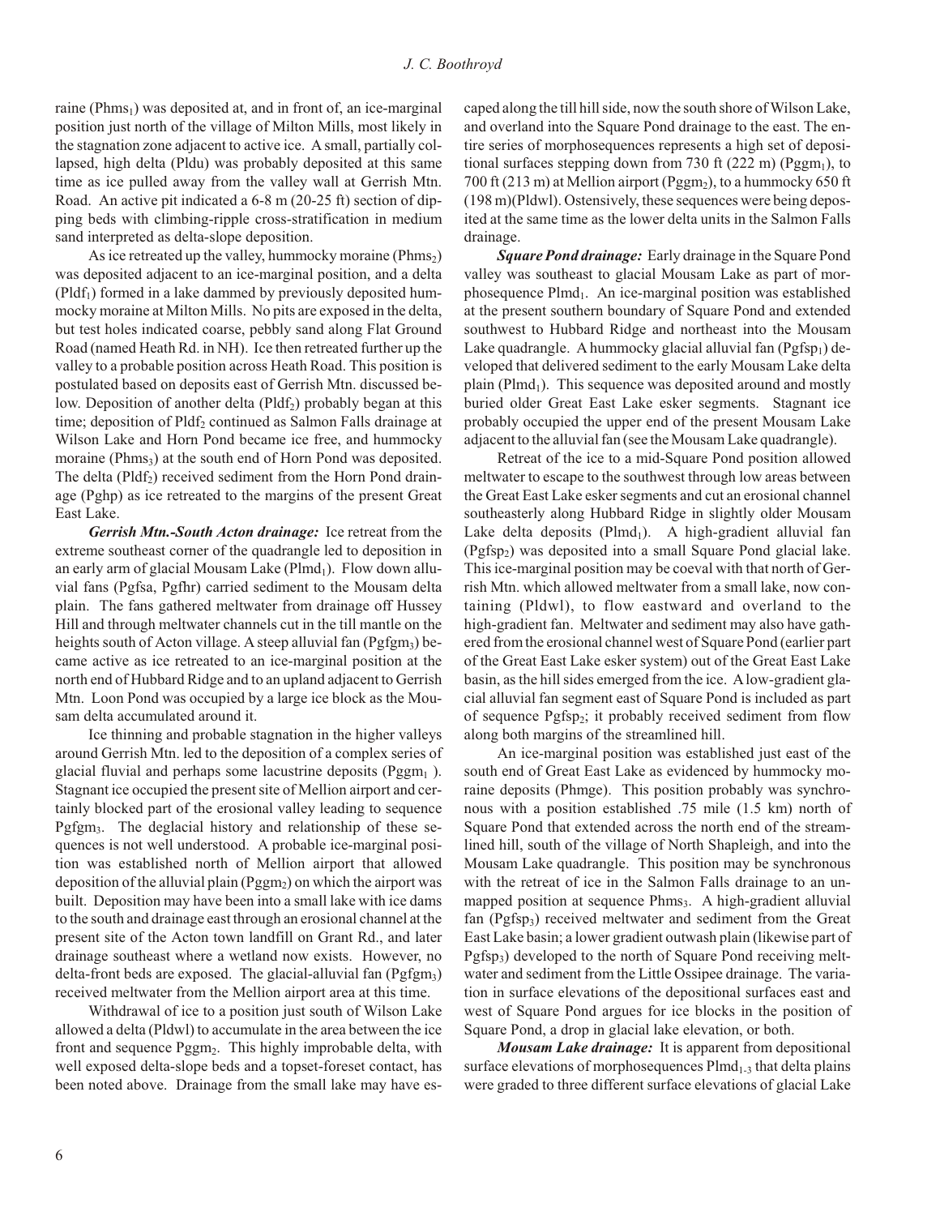raine ($Phms_1$) was deposited at, and in front of, an ice-marginal position just north of the village of Milton Mills, most likely in the stagnation zone adjacent to active ice. A small, partially collapsed, high delta (Pldu) was probably deposited at this same time as ice pulled away from the valley wall at Gerrish Mtn. Road. An active pit indicated a 6-8 m (20-25 ft) section of dipping beds with climbing-ripple cross-stratification in medium sand interpreted as delta-slope deposition.

As ice retreated up the valley, hummocky moraine ($Phms_2$) was deposited adjacent to an ice-marginal position, and a delta ($Pldf_1$) formed in a lake dammed by previously deposited hummocky moraine at Milton Mills. No pits are exposed in the delta, but test holes indicated coarse, pebbly sand along Flat Ground Road (named Heath Rd. in NH). Ice then retreated further up the valley to a probable position across Heath Road. This position is postulated based on deposits east of Gerrish Mtn. discussed below. Deposition of another delta ($Pldf_2$) probably began at this time; deposition of $Pldf_2$ continued as Salmon Falls drainage at Wilson Lake and Horn Pond became ice free, and hummocky moraine ($Phms_3$) at the south end of Horn Pond was deposited. The delta ($Pldf_2$) received sediment from the Horn Pond drainage (Pghp) as ice retreated to the margins of the present Great East Lake.

***Gerrish Mtn.-South Acton drainage:*** Ice retreat from the extreme southeast corner of the quadrangle led to deposition in an early arm of glacial Mousam Lake ($Plmd_1$). Flow down alluvial fans (Pgfsa, Pgfhr) carried sediment to the Mousam delta plain. The fans gathered meltwater from drainage off Hussey Hill and through meltwater channels cut in the till mantle on the heights south of Acton village. A steep alluvial fan ($Pgfgm_3$) became active as ice retreated to an ice-marginal position at the north end of Hubbard Ridge and to an upland adjacent to Gerrish Mtn. Loon Pond was occupied by a large ice block as the Mousam delta accumulated around it.

Ice thinning and probable stagnation in the higher valleys around Gerrish Mtn. led to the deposition of a complex series of glacial fluvial and perhaps some lacustrine deposits ($Pggm_1$). Stagnant ice occupied the present site of Mellion airport and certainly blocked part of the erosional valley leading to sequence $Pgfgm_3$. The deglacial history and relationship of these sequences is not well understood. A probable ice-marginal position was established north of Mellion airport that allowed deposition of the alluvial plain ($Pggm_2$) on which the airport was built. Deposition may have been into a small lake with ice dams to the south and drainage east through an erosional channel at the present site of the Acton town landfill on Grant Rd., and later drainage southeast where a wetland now exists. However, no delta-front beds are exposed. The glacial-alluvial fan ($Pgfgm_3$) received meltwater from the Mellion airport area at this time.

Withdrawal of ice to a position just south of Wilson Lake allowed a delta (Pldwl) to accumulate in the area between the ice front and sequence $Pggm_2$. This highly improbable delta, with well exposed delta-slope beds and a topset-foreset contact, has been noted above. Drainage from the small lake may have escaped along the till hill side, now the south shore of Wilson Lake, and overland into the Square Pond drainage to the east. The entire series of morphosequences represents a high set of depositional surfaces stepping down from 730 ft (222 m) ($Pggm_1$), to 700 ft (213 m) at Mellion airport ($Pggm_2$), to a hummocky 650 ft (198 m)(Pldwl). Ostensively, these sequences were being deposited at the same time as the lower delta units in the Salmon Falls drainage.

***Square Pond drainage:*** Early drainage in the Square Pond valley was southeast to glacial Mousam Lake as part of morphosequence $Plmd_1$. An ice-marginal position was established at the present southern boundary of Square Pond and extended southwest to Hubbard Ridge and northeast into the Mousam Lake quadrangle. A hummocky glacial alluvial fan ($Pgfsp_1$) developed that delivered sediment to the early Mousam Lake delta plain ($Plmd_1$). This sequence was deposited around and mostly buried older Great East Lake esker segments. Stagnant ice probably occupied the upper end of the present Mousam Lake adjacent to the alluvial fan (see the Mousam Lake quadrangle).

Retreat of the ice to a mid-Square Pond position allowed meltwater to escape to the southwest through low areas between the Great East Lake esker segments and cut an erosional channel southeasterly along Hubbard Ridge in slightly older Mousam Lake delta deposits ($Plmd_1$). A high-gradient alluvial fan ($Pgfsp_2$) was deposited into a small Square Pond glacial lake. This ice-marginal position may be coeval with that north of Gerrish Mtn. which allowed meltwater from a small lake, now containing (Pldwl), to flow eastward and overland to the high-gradient fan. Meltwater and sediment may also have gathered from the erosional channel west of Square Pond (earlier part of the Great East Lake esker system) out of the Great East Lake basin, as the hill sides emerged from the ice. A low-gradient glacial alluvial fan segment east of Square Pond is included as part of sequence $Pgfsp_2$; it probably received sediment from flow along both margins of the streamlined hill.

An ice-marginal position was established just east of the south end of Great East Lake as evidenced by hummocky moraine deposits (Phmge). This position probably was synchronous with a position established .75 mile (1.5 km) north of Square Pond that extended across the north end of the streamlined hill, south of the village of North Shapleigh, and into the Mousam Lake quadrangle. This position may be synchronous with the retreat of ice in the Salmon Falls drainage to an unmapped position at sequence $Phms_3$. A high-gradient alluvial fan ($Pgfsp_3$) received meltwater and sediment from the Great East Lake basin; a lower gradient outwash plain (likewise part of $Pgfsp_3$) developed to the north of Square Pond receiving meltwater and sediment from the Little Ossipee drainage. The variation in surface elevations of the depositional surfaces east and west of Square Pond argues for ice blocks in the position of Square Pond, a drop in glacial lake elevation, or both.

***Mousam Lake drainage:*** It is apparent from depositional surface elevations of morphosequences $Plmd_{1\text{-}3}$ that delta plains were graded to three different surface elevations of glacial Lake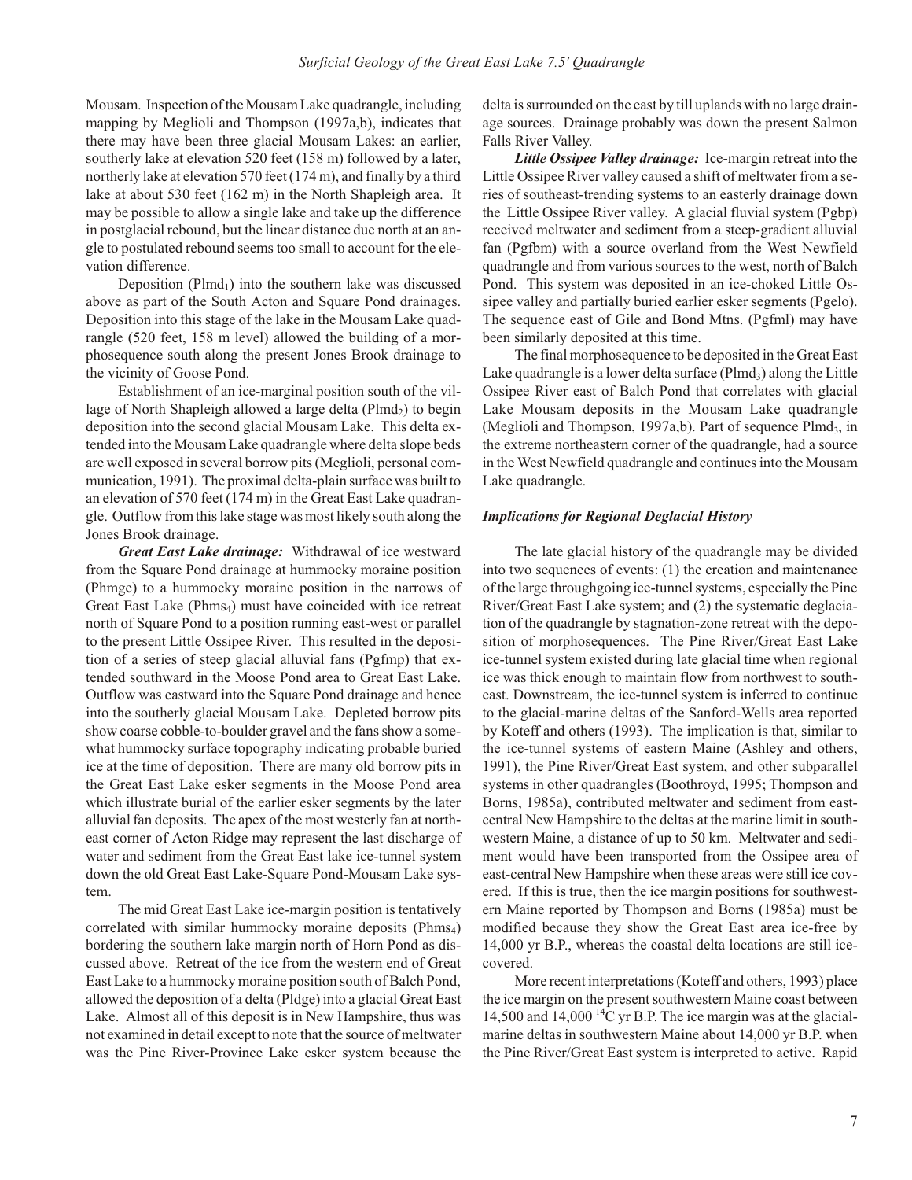Mousam. Inspection of the Mousam Lake quadrangle, including mapping by Meglioli and Thompson (1997a,b), indicates that there may have been three glacial Mousam Lakes: an earlier, southerly lake at elevation 520 feet (158 m) followed by a later, northerly lake at elevation 570 feet (174 m), and finally by a third lake at about 530 feet (162 m) in the North Shapleigh area. It may be possible to allow a single lake and take up the difference in postglacial rebound, but the linear distance due north at an angle to postulated rebound seems too small to account for the elevation difference.

Deposition ($Plmd_1$) into the southern lake was discussed above as part of the South Acton and Square Pond drainages. Deposition into this stage of the lake in the Mousam Lake quadrangle (520 feet, 158 m level) allowed the building of a morphosequence south along the present Jones Brook drainage to the vicinity of Goose Pond.

Establishment of an ice-marginal position south of the village of North Shapleigh allowed a large delta ($Plmd_2$) to begin deposition into the second glacial Mousam Lake. This delta extended into the Mousam Lake quadrangle where delta slope beds are well exposed in several borrow pits (Meglioli, personal communication, 1991). The proximal delta-plain surface was built to an elevation of 570 feet (174 m) in the Great East Lake quadrangle. Outflow from this lake stage was most likely south along the Jones Brook drainage.

***Great East Lake drainage:*** Withdrawal of ice westward from the Square Pond drainage at hummocky moraine position (Phmge) to a hummocky moraine position in the narrows of Great East Lake ($Phms_4$) must have coincided with ice retreat north of Square Pond to a position running east-west or parallel to the present Little Ossipee River. This resulted in the deposition of a series of steep glacial alluvial fans (Pgfmp) that extended southward in the Moose Pond area to Great East Lake. Outflow was eastward into the Square Pond drainage and hence into the southerly glacial Mousam Lake. Depleted borrow pits show coarse cobble-to-boulder gravel and the fans show a somewhat hummocky surface topography indicating probable buried ice at the time of deposition. There are many old borrow pits in the Great East Lake esker segments in the Moose Pond area which illustrate burial of the earlier esker segments by the later alluvial fan deposits. The apex of the most westerly fan at northeast corner of Acton Ridge may represent the last discharge of water and sediment from the Great East lake ice-tunnel system down the old Great East Lake-Square Pond-Mousam Lake system.

The mid Great East Lake ice-margin position is tentatively correlated with similar hummocky moraine deposits ($Phms_4$) bordering the southern lake margin north of Horn Pond as discussed above. Retreat of the ice from the western end of Great East Lake to a hummocky moraine position south of Balch Pond, allowed the deposition of a delta (Pldge) into a glacial Great East Lake. Almost all of this deposit is in New Hampshire, thus was not examined in detail except to note that the source of meltwater was the Pine River-Province Lake esker system because the delta is surrounded on the east by till uplands with no large drainage sources. Drainage probably was down the present Salmon Falls River Valley.

***Little Ossipee Valley drainage:*** Ice-margin retreat into the Little Ossipee River valley caused a shift of meltwater from a series of southeast-trending systems to an easterly drainage down the Little Ossipee River valley. A glacial fluvial system (Pgbp) received meltwater and sediment from a steep-gradient alluvial fan (Pgfbm) with a source overland from the West Newfield quadrangle and from various sources to the west, north of Balch Pond. This system was deposited in an ice-choked Little Ossipee valley and partially buried earlier esker segments (Pgelo). The sequence east of Gile and Bond Mtns. (Pgfml) may have been similarly deposited at this time.

The final morphosequence to be deposited in the Great East Lake quadrangle is a lower delta surface ($Plmd_3$) along the Little Ossipee River east of Balch Pond that correlates with glacial Lake Mousam deposits in the Mousam Lake quadrangle (Meglioli and Thompson, 1997a,b). Part of sequence $Plmd_3$, in the extreme northeastern corner of the quadrangle, had a source in the West Newfield quadrangle and continues into the Mousam Lake quadrangle.

### *Implications for Regional Deglacial History*

The late glacial history of the quadrangle may be divided into two sequences of events: (1) the creation and maintenance of the large throughgoing ice-tunnel systems, especially the Pine River/Great East Lake system; and (2) the systematic deglaciation of the quadrangle by stagnation-zone retreat with the deposition of morphosequences. The Pine River/Great East Lake ice-tunnel system existed during late glacial time when regional ice was thick enough to maintain flow from northwest to southeast. Downstream, the ice-tunnel system is inferred to continue to the glacial-marine deltas of the Sanford-Wells area reported by Koteff and others (1993). The implication is that, similar to the ice-tunnel systems of eastern Maine (Ashley and others, 1991), the Pine River/Great East system, and other subparallel systems in other quadrangles (Boothroyd, 1995; Thompson and Borns, 1985a), contributed meltwater and sediment from east-central New Hampshire to the deltas at the marine limit in southwestern Maine, a distance of up to 50 km. Meltwater and sediment would have been transported from the Ossipee area of east-central New Hampshire when these areas were still ice covered. If this is true, then the ice margin positions for southwestern Maine reported by Thompson and Borns (1985a) must be modified because they show the Great East area ice-free by 14,000 yr B.P., whereas the coastal delta locations are still ice-covered.

More recent interpretations (Koteff and others, 1993) place the ice margin on the present southwestern Maine coast between 14,500 and 14,000 $^{14}C$ yr B.P. The ice margin was at the glacial-marine deltas in southwestern Maine about 14,000 yr B.P. when the Pine River/Great East system is interpreted to active. Rapid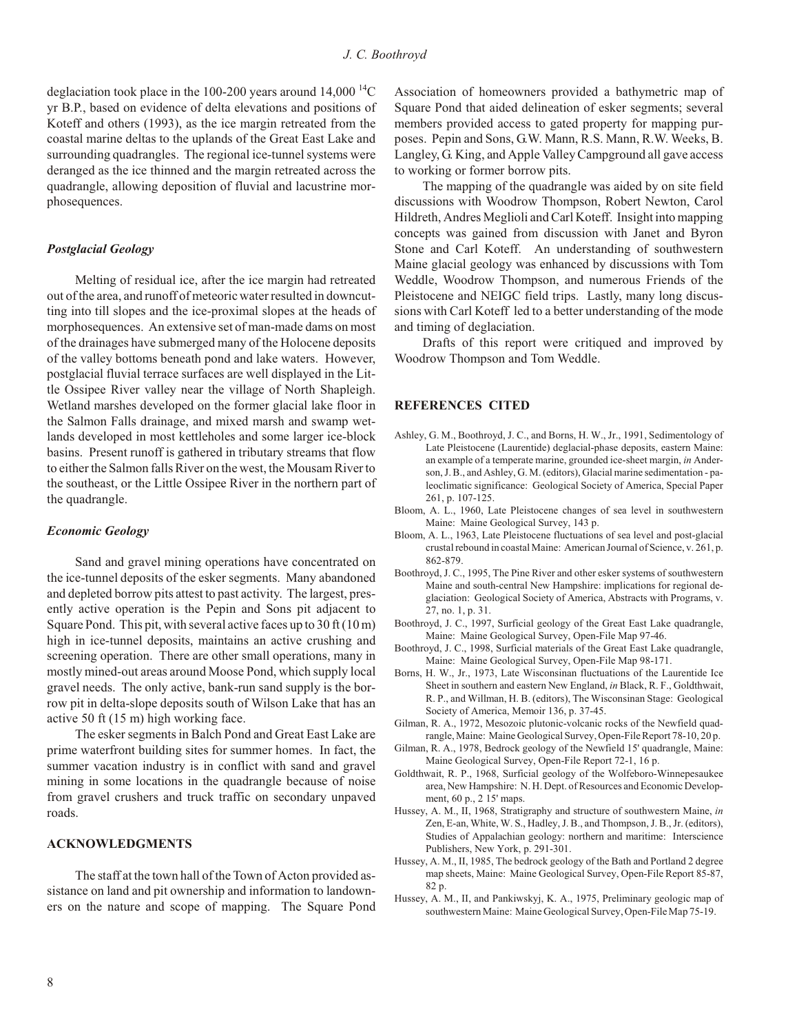deglaciation took place in the 100-200 years around 14,000 $^{14}C$ yr B.P., based on evidence of delta elevations and positions of Koteff and others (1993), as the ice margin retreated from the coastal marine deltas to the uplands of the Great East Lake and surrounding quadrangles. The regional ice-tunnel systems were deranged as the ice thinned and the margin retreated across the quadrangle, allowing deposition of fluvial and lacustrine morphosequences.

### *Postglacial Geology*

Melting of residual ice, after the ice margin had retreated out of the area, and runoff of meteoric water resulted in downcutting into till slopes and the ice-proximal slopes at the heads of morphosequences. An extensive set of man-made dams on most of the drainages have submerged many of the Holocene deposits of the valley bottoms beneath pond and lake waters. However, postglacial fluvial terrace surfaces are well displayed in the Little Ossipee River valley near the village of North Shapleigh. Wetland marshes developed on the former glacial lake floor in the Salmon Falls drainage, and mixed marsh and swamp wetlands developed in most kettleholes and some larger ice-block basins. Present runoff is gathered in tributary streams that flow to either the Salmon falls River on the west, the Mousam River to the southeast, or the Little Ossipee River in the northern part of the quadrangle.

### *Economic Geology*

Sand and gravel mining operations have concentrated on the ice-tunnel deposits of the esker segments. Many abandoned and depleted borrow pits attest to past activity. The largest, presently active operation is the Pepin and Sons pit adjacent to Square Pond. This pit, with several active faces up to 30 ft (10 m) high in ice-tunnel deposits, maintains an active crushing and screening operation. There are other small operations, many in mostly mined-out areas around Moose Pond, which supply local gravel needs. The only active, bank-run sand supply is the borrow pit in delta-slope deposits south of Wilson Lake that has an active 50 ft (15 m) high working face.

The esker segments in Balch Pond and Great East Lake are prime waterfront building sites for summer homes. In fact, the summer vacation industry is in conflict with sand and gravel mining in some locations in the quadrangle because of noise from gravel crushers and truck traffic on secondary unpaved roads.

## ACKNOWLEDGMENTS

The staff at the town hall of the Town of Acton provided assistance on land and pit ownership and information to landowners on the nature and scope of mapping. The Square Pond Association of homeowners provided a bathymetric map of Square Pond that aided delineation of esker segments; several members provided access to gated property for mapping purposes. Pepin and Sons, G.W. Mann, R.S. Mann, R.W. Weeks, B. Langley, G. King, and Apple Valley Campground all gave access to working or former borrow pits.

The mapping of the quadrangle was aided by on site field discussions with Woodrow Thompson, Robert Newton, Carol Hildreth, Andres Meglioli and Carl Koteff. Insight into mapping concepts was gained from discussion with Janet and Byron Stone and Carl Koteff. An understanding of southwestern Maine glacial geology was enhanced by discussions with Tom Weddle, Woodrow Thompson, and numerous Friends of the Pleistocene and NEIGC field trips. Lastly, many long discussions with Carl Koteff led to a better understanding of the mode and timing of deglaciation.

Drafts of this report were critiqued and improved by Woodrow Thompson and Tom Weddle.

## REFERENCES CITED

Ashley, G. M., Boothroyd, J. C., and Borns, H. W., Jr., 1991, Sedimentology of Late Pleistocene (Laurentide) deglacial-phase deposits, eastern Maine: an example of a temperate marine, grounded ice-sheet margin, *in* Anderson, J. B., and Ashley, G. M. (editors), Glacial marine sedimentation - paleoclimatic significance: Geological Society of America, Special Paper 261, p. 107-125.

Bloom, A. L., 1960, Late Pleistocene changes of sea level in southwestern Maine: Maine Geological Survey, 143 p.

Bloom, A. L., 1963, Late Pleistocene fluctuations of sea level and post-glacial crustal rebound in coastal Maine: American Journal of Science, v. 261, p. 862-879.

Boothroyd, J. C., 1995, The Pine River and other esker systems of southwestern Maine and south-central New Hampshire: implications for regional deglaciation: Geological Society of America, Abstracts with Programs, v. 27, no. 1, p. 31.

Boothroyd, J. C., 1997, Surficial geology of the Great East Lake quadrangle, Maine: Maine Geological Survey, Open-File Map 97-46.

Boothroyd, J. C., 1998, Surficial materials of the Great East Lake quadrangle, Maine: Maine Geological Survey, Open-File Map 98-171.

Borns, H. W., Jr., 1973, Late Wisconsinan fluctuations of the Laurentide Ice Sheet in southern and eastern New England, *in* Black, R. F., Goldthwait, R. P., and Willman, H. B. (editors), The Wisconsinan Stage: Geological Society of America, Memoir 136, p. 37-45.

Gilman, R. A., 1972, Mesozoic plutonic-volcanic rocks of the Newfield quadrangle, Maine: Maine Geological Survey, Open-File Report 78-10, 20 p.

Gilman, R. A., 1978, Bedrock geology of the Newfield 15' quadrangle, Maine: Maine Geological Survey, Open-File Report 72-1, 16 p.

Goldthwait, R. P., 1968, Surficial geology of the Wolfeboro-Winnepesaukee area, New Hampshire: N. H. Dept. of Resources and Economic Development, 60 p., 2 15' maps.

Hussey, A. M., II, 1968, Stratigraphy and structure of southwestern Maine, *in* Zen, E-an, White, W. S., Hadley, J. B., and Thompson, J. B., Jr. (editors), Studies of Appalachian geology: northern and maritime: Interscience Publishers, New York, p. 291-301.

Hussey, A. M., II, 1985, The bedrock geology of the Bath and Portland 2 degree map sheets, Maine: Maine Geological Survey, Open-File Report 85-87, 82 p.

Hussey, A. M., II, and Pankiwskyj, K. A., 1975, Preliminary geologic map of southwestern Maine: Maine Geological Survey, Open-File Map 75-19.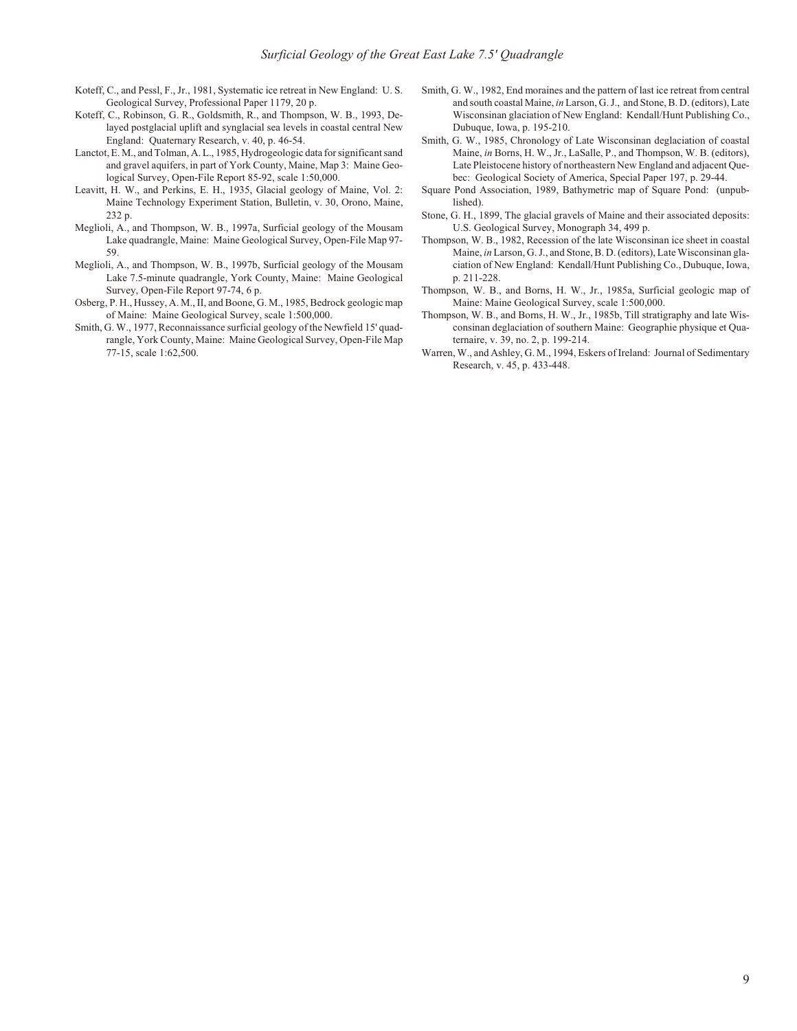Koteff, C., and Pessl, F., Jr., 1981, Systematic ice retreat in New England: U. S. Geological Survey, Professional Paper 1179, 20 p.

Koteff, C., Robinson, G. R., Goldsmith, R., and Thompson, W. B., 1993, Delayed postglacial uplift and synglacial sea levels in coastal central New England: Quaternary Research, v. 40, p. 46-54.

Lanctot, E. M., and Tolman, A. L., 1985, Hydrogeologic data for significant sand and gravel aquifers, in part of York County, Maine, Map 3: Maine Geological Survey, Open-File Report 85-92, scale 1:50,000.

Leavitt, H. W., and Perkins, E. H., 1935, Glacial geology of Maine, Vol. 2: Maine Technology Experiment Station, Bulletin, v. 30, Orono, Maine, 232 p.

Meglioli, A., and Thompson, W. B., 1997a, Surficial geology of the Mousam Lake quadrangle, Maine: Maine Geological Survey, Open-File Map 97-59.

Meglioli, A., and Thompson, W. B., 1997b, Surficial geology of the Mousam Lake 7.5-minute quadrangle, York County, Maine: Maine Geological Survey, Open-File Report 97-74, 6 p.

Osberg, P. H., Hussey, A. M., II, and Boone, G. M., 1985, Bedrock geologic map of Maine: Maine Geological Survey, scale 1:500,000.

Smith, G. W., 1977, Reconnaissance surficial geology of the Newfield 15' quadrangle, York County, Maine: Maine Geological Survey, Open-File Map 77-15, scale 1:62,500.

Smith, G. W., 1982, End moraines and the pattern of last ice retreat from central and south coastal Maine, *in* Larson, G. J., and Stone, B. D. (editors), Late Wisconsinan glaciation of New England: Kendall/Hunt Publishing Co., Dubuque, Iowa, p. 195-210.

Smith, G. W., 1985, Chronology of Late Wisconsinan deglaciation of coastal Maine, *in* Borns, H. W., Jr., LaSalle, P., and Thompson, W. B. (editors), Late Pleistocene history of northeastern New England and adjacent Quebec: Geological Society of America, Special Paper 197, p. 29-44.

Square Pond Association, 1989, Bathymetric map of Square Pond: (unpublished).

Stone, G. H., 1899, The glacial gravels of Maine and their associated deposits: U.S. Geological Survey, Monograph 34, 499 p.

Thompson, W. B., 1982, Recession of the late Wisconsinan ice sheet in coastal Maine, *in* Larson, G. J., and Stone, B. D. (editors), Late Wisconsinan glaciation of New England: Kendall/Hunt Publishing Co., Dubuque, Iowa, p. 211-228.

Thompson, W. B., and Borns, H. W., Jr., 1985a, Surficial geologic map of Maine: Maine Geological Survey, scale 1:500,000.

Thompson, W. B., and Borns, H. W., Jr., 1985b, Till stratigraphy and late Wisconsinan deglaciation of southern Maine: Geographie physique et Quaternaire, v. 39, no. 2, p. 199-214.

Warren, W., and Ashley, G. M., 1994, Eskers of Ireland: Journal of Sedimentary Research, v. 45, p. 433-448.